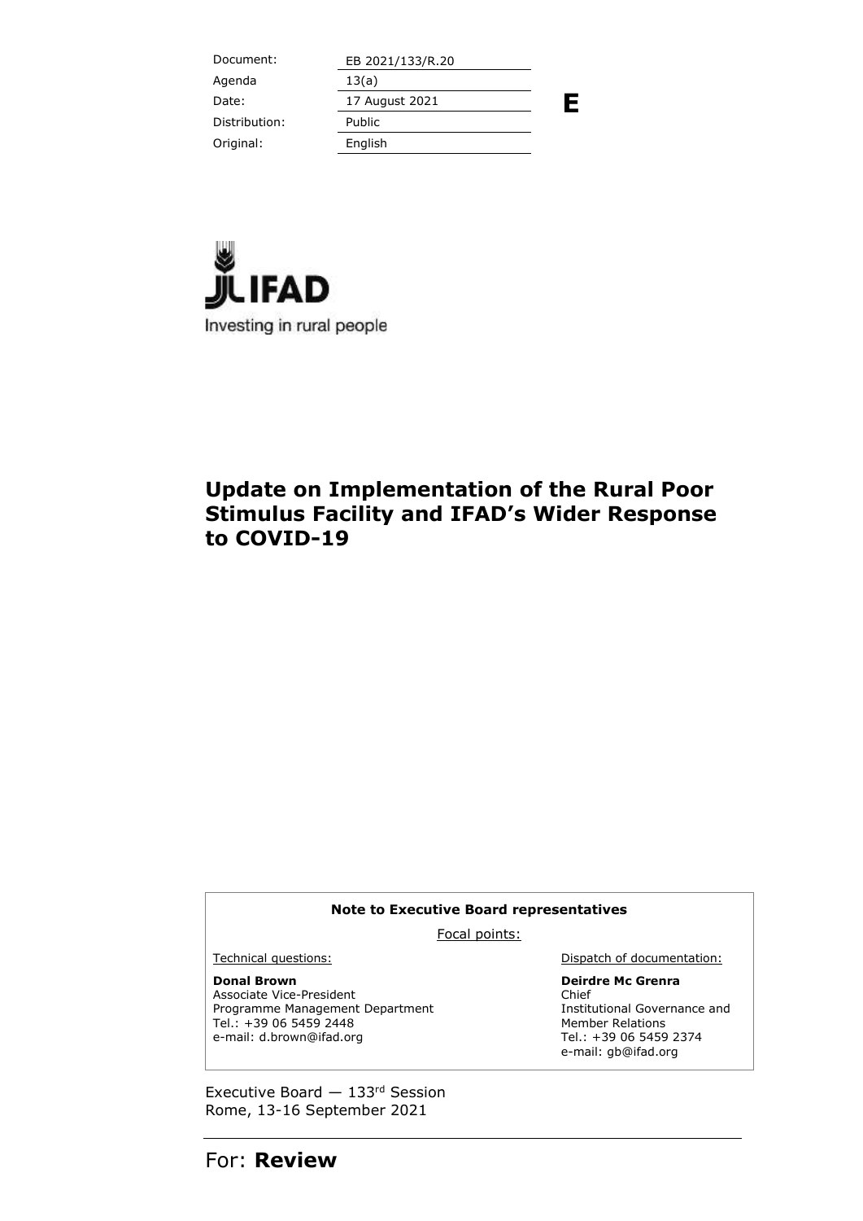| Document: | EB 2021/133/R.20 |
| --- | --- |
| Agenda | 13(a) |
| Date: | 17 August 2021 |
| Distribution: | Public |
| Original: | English |

**E**

IFAD

Investing in rural people

# Update on Implementation of the Rural Poor Stimulus Facility and IFAD's Wider Response to COVID-19

**Note to Executive Board representatives**

Focal points:

Technical questions:

**Donal Brown**
Associate Vice-President
Programme Management Department
Tel.: +39 06 5459 2448
e-mail: d.brown@ifad.org

Dispatch of documentation:

**Deirdre Mc Grenra**
Chief
Institutional Governance and Member Relations
Tel.: +39 06 5459 2374
e-mail: gb@ifad.org

Executive Board — 133rd Session
Rome, 13-16 September 2021

For: **Review**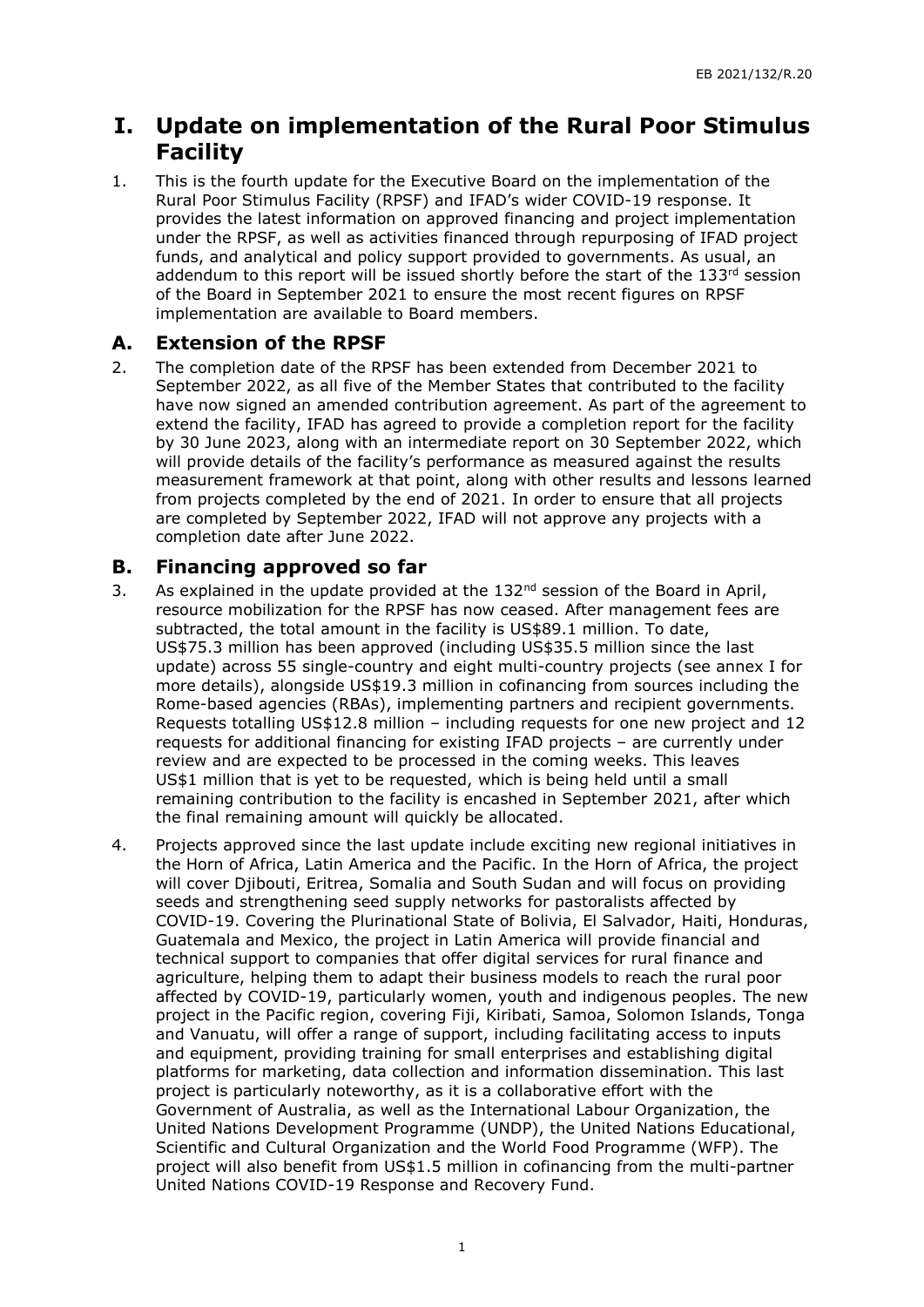# I. Update on implementation of the Rural Poor Stimulus Facility

1. This is the fourth update for the Executive Board on the implementation of the Rural Poor Stimulus Facility (RPSF) and IFAD's wider COVID-19 response. It provides the latest information on approved financing and project implementation under the RPSF, as well as activities financed through repurposing of IFAD project funds, and analytical and policy support provided to governments. As usual, an addendum to this report will be issued shortly before the start of the 133rd session of the Board in September 2021 to ensure the most recent figures on RPSF implementation are available to Board members.

## A. Extension of the RPSF

2. The completion date of the RPSF has been extended from December 2021 to September 2022, as all five of the Member States that contributed to the facility have now signed an amended contribution agreement. As part of the agreement to extend the facility, IFAD has agreed to provide a completion report for the facility by 30 June 2023, along with an intermediate report on 30 September 2022, which will provide details of the facility's performance as measured against the results measurement framework at that point, along with other results and lessons learned from projects completed by the end of 2021. In order to ensure that all projects are completed by September 2022, IFAD will not approve any projects with a completion date after June 2022.

## B. Financing approved so far

3. As explained in the update provided at the 132nd session of the Board in April, resource mobilization for the RPSF has now ceased. After management fees are subtracted, the total amount in the facility is US$89.1 million. To date, US$75.3 million has been approved (including US$35.5 million since the last update) across 55 single-country and eight multi-country projects (see annex I for more details), alongside US$19.3 million in cofinancing from sources including the Rome-based agencies (RBAs), implementing partners and recipient governments. Requests totalling US$12.8 million – including requests for one new project and 12 requests for additional financing for existing IFAD projects – are currently under review and are expected to be processed in the coming weeks. This leaves US$1 million that is yet to be requested, which is being held until a small remaining contribution to the facility is encashed in September 2021, after which the final remaining amount will quickly be allocated.

4. Projects approved since the last update include exciting new regional initiatives in the Horn of Africa, Latin America and the Pacific. In the Horn of Africa, the project will cover Djibouti, Eritrea, Somalia and South Sudan and will focus on providing seeds and strengthening seed supply networks for pastoralists affected by COVID-19. Covering the Plurinational State of Bolivia, El Salvador, Haiti, Honduras, Guatemala and Mexico, the project in Latin America will provide financial and technical support to companies that offer digital services for rural finance and agriculture, helping them to adapt their business models to reach the rural poor affected by COVID-19, particularly women, youth and indigenous peoples. The new project in the Pacific region, covering Fiji, Kiribati, Samoa, Solomon Islands, Tonga and Vanuatu, will offer a range of support, including facilitating access to inputs and equipment, providing training for small enterprises and establishing digital platforms for marketing, data collection and information dissemination. This last project is particularly noteworthy, as it is a collaborative effort with the Government of Australia, as well as the International Labour Organization, the United Nations Development Programme (UNDP), the United Nations Educational, Scientific and Cultural Organization and the World Food Programme (WFP). The project will also benefit from US$1.5 million in cofinancing from the multi-partner United Nations COVID-19 Response and Recovery Fund.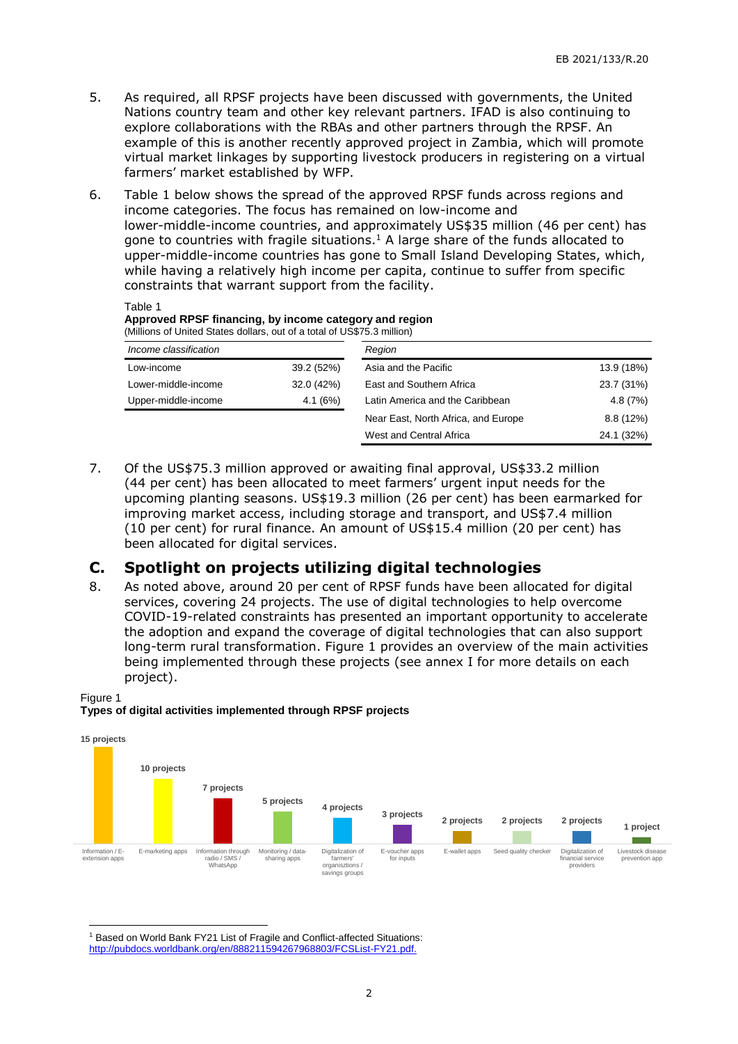5. As required, all RPSF projects have been discussed with governments, the United Nations country team and other key relevant partners. IFAD is also continuing to explore collaborations with the RBAs and other partners through the RPSF. An example of this is another recently approved project in Zambia, which will promote virtual market linkages by supporting livestock producers in registering on a virtual farmers' market established by WFP.

6. Table 1 below shows the spread of the approved RPSF funds across regions and income categories. The focus has remained on low-income and lower-middle-income countries, and approximately US$35 million (46 per cent) has gone to countries with fragile situations.[1] A large share of the funds allocated to upper-middle-income countries has gone to Small Island Developing States, which, while having a relatively high income per capita, continue to suffer from specific constraints that warrant support from the facility.

Table 1
**Approved RPSF financing, by income category and region**
(Millions of United States dollars, out of a total of US$75.3 million)

| *Income classification* | | *Region* | |
|---|---|---|---|
| Low-income | 39.2 (52%) | Asia and the Pacific | 13.9 (18%) |
| Lower-middle-income | 32.0 (42%) | East and Southern Africa | 23.7 (31%) |
| Upper-middle-income | 4.1 (6%) | Latin America and the Caribbean | 4.8 (7%) |
| | | Near East, North Africa, and Europe | 8.8 (12%) |
| | | West and Central Africa | 24.1 (32%) |

7. Of the US$75.3 million approved or awaiting final approval, US$33.2 million (44 per cent) has been allocated to meet farmers' urgent input needs for the upcoming planting seasons. US$19.3 million (26 per cent) has been earmarked for improving market access, including storage and transport, and US$7.4 million (10 per cent) for rural finance. An amount of US$15.4 million (20 per cent) has been allocated for digital services.

## C. Spotlight on projects utilizing digital technologies

8. As noted above, around 20 per cent of RPSF funds have been allocated for digital services, covering 24 projects. The use of digital technologies to help overcome COVID-19-related constraints has presented an important opportunity to accelerate the adoption and expand the coverage of digital technologies that can also support long-term rural transformation. Figure 1 provides an overview of the main activities being implemented through these projects (see annex I for more details on each project).

Figure 1
**Types of digital activities implemented through RPSF projects**

| Activity | Number of projects |
|---|---|
| Information / E-extension apps | 15 projects |
| E-marketing apps | 10 projects |
| Information through radio / SMS / WhatsApp | 7 projects |
| Monitoring / data-sharing apps | 5 projects |
| Digitalization of farmers' organisztions / savings groups | 4 projects |
| E-voucher apps for inputs | 3 projects |
| E-wallet apps | 2 projects |
| Seed quality checker | 2 projects |
| Digitalization of financial service providers | 2 projects |
| Livestock disease prevention app | 1 project |

[1] Based on World Bank FY21 List of Fragile and Conflict-affected Situations: http://pubdocs.worldbank.org/en/888211594267968803/FCSList-FY21.pdf.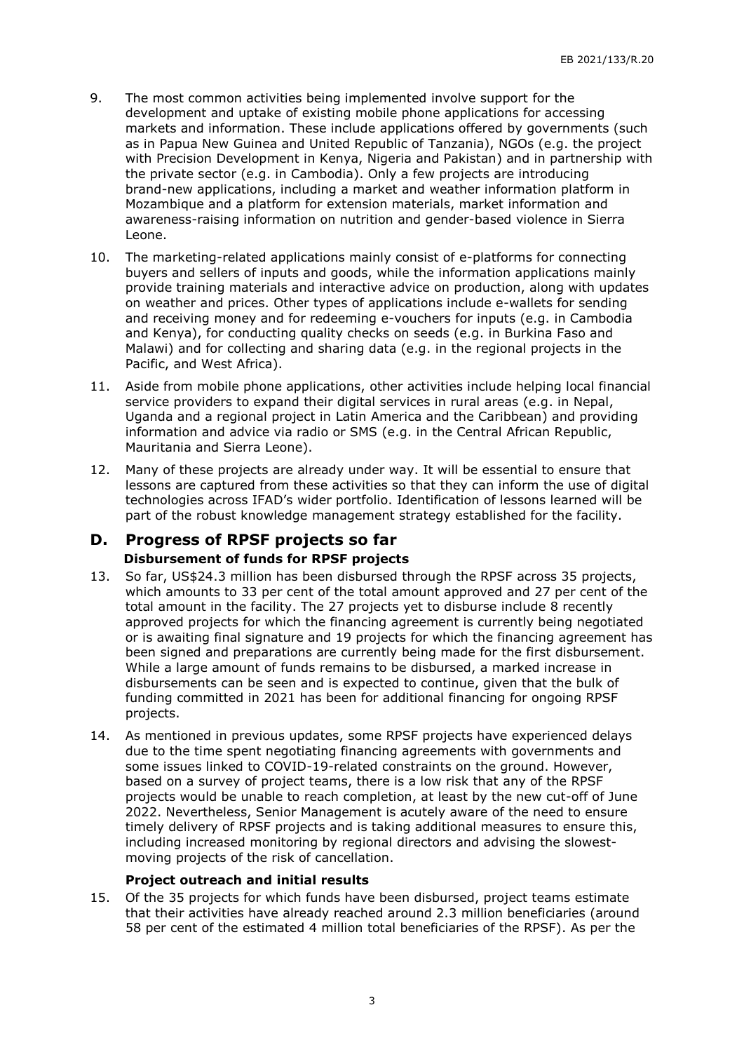9. The most common activities being implemented involve support for the development and uptake of existing mobile phone applications for accessing markets and information. These include applications offered by governments (such as in Papua New Guinea and United Republic of Tanzania), NGOs (e.g. the project with Precision Development in Kenya, Nigeria and Pakistan) and in partnership with the private sector (e.g. in Cambodia). Only a few projects are introducing brand-new applications, including a market and weather information platform in Mozambique and a platform for extension materials, market information and awareness-raising information on nutrition and gender-based violence in Sierra Leone.

10. The marketing-related applications mainly consist of e-platforms for connecting buyers and sellers of inputs and goods, while the information applications mainly provide training materials and interactive advice on production, along with updates on weather and prices. Other types of applications include e-wallets for sending and receiving money and for redeeming e-vouchers for inputs (e.g. in Cambodia and Kenya), for conducting quality checks on seeds (e.g. in Burkina Faso and Malawi) and for collecting and sharing data (e.g. in the regional projects in the Pacific, and West Africa).

11. Aside from mobile phone applications, other activities include helping local financial service providers to expand their digital services in rural areas (e.g. in Nepal, Uganda and a regional project in Latin America and the Caribbean) and providing information and advice via radio or SMS (e.g. in the Central African Republic, Mauritania and Sierra Leone).

12. Many of these projects are already under way. It will be essential to ensure that lessons are captured from these activities so that they can inform the use of digital technologies across IFAD's wider portfolio. Identification of lessons learned will be part of the robust knowledge management strategy established for the facility.

## D. Progress of RPSF projects so far

### Disbursement of funds for RPSF projects

13. So far, US$24.3 million has been disbursed through the RPSF across 35 projects, which amounts to 33 per cent of the total amount approved and 27 per cent of the total amount in the facility. The 27 projects yet to disburse include 8 recently approved projects for which the financing agreement is currently being negotiated or is awaiting final signature and 19 projects for which the financing agreement has been signed and preparations are currently being made for the first disbursement. While a large amount of funds remains to be disbursed, a marked increase in disbursements can be seen and is expected to continue, given that the bulk of funding committed in 2021 has been for additional financing for ongoing RPSF projects.

14. As mentioned in previous updates, some RPSF projects have experienced delays due to the time spent negotiating financing agreements with governments and some issues linked to COVID-19-related constraints on the ground. However, based on a survey of project teams, there is a low risk that any of the RPSF projects would be unable to reach completion, at least by the new cut-off of June 2022. Nevertheless, Senior Management is acutely aware of the need to ensure timely delivery of RPSF projects and is taking additional measures to ensure this, including increased monitoring by regional directors and advising the slowest-moving projects of the risk of cancellation.

### Project outreach and initial results

15. Of the 35 projects for which funds have been disbursed, project teams estimate that their activities have already reached around 2.3 million beneficiaries (around 58 per cent of the estimated 4 million total beneficiaries of the RPSF). As per the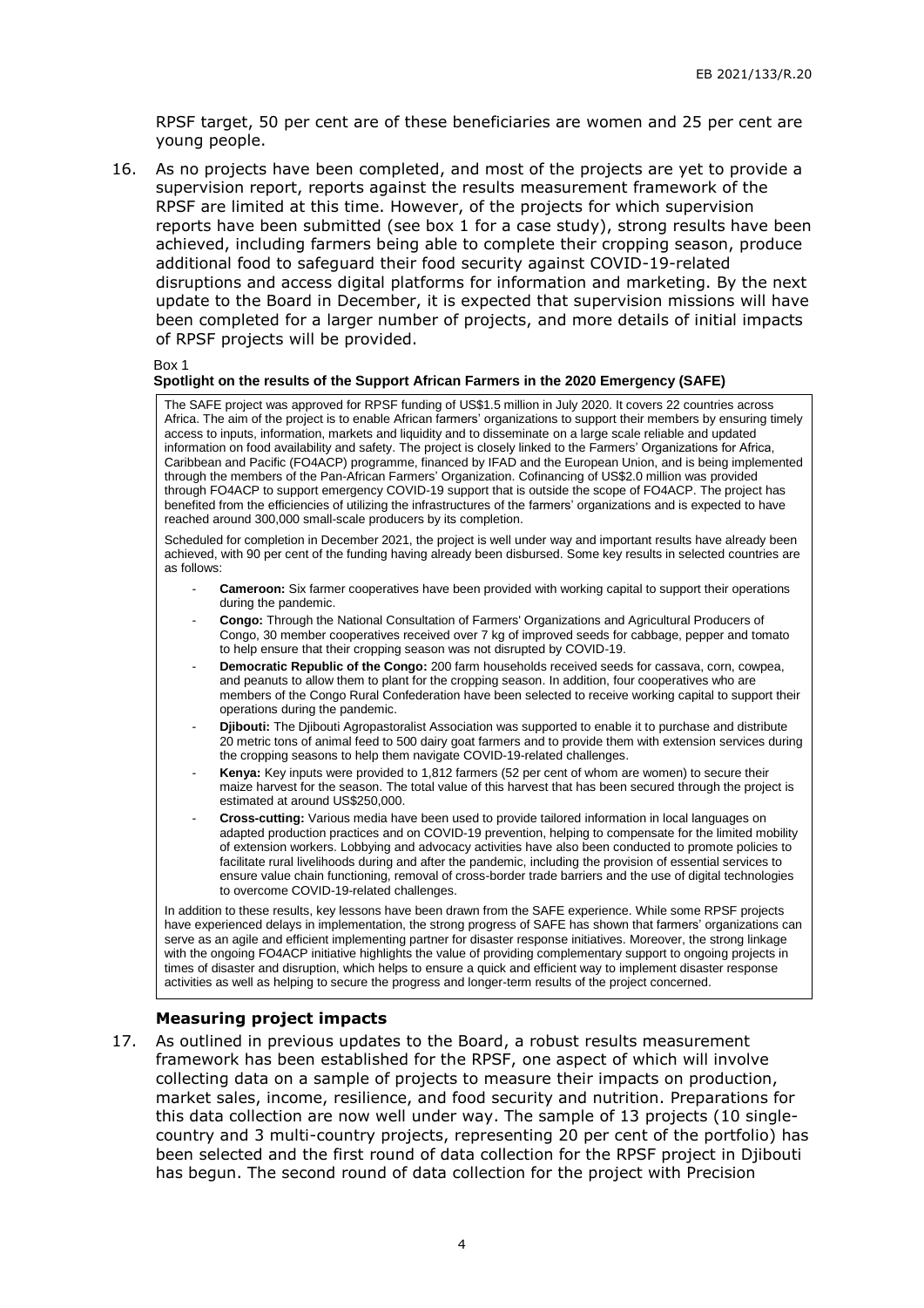RPSF target, 50 per cent are of these beneficiaries are women and 25 per cent are young people.

16. As no projects have been completed, and most of the projects are yet to provide a supervision report, reports against the results measurement framework of the RPSF are limited at this time. However, of the projects for which supervision reports have been submitted (see box 1 for a case study), strong results have been achieved, including farmers being able to complete their cropping season, produce additional food to safeguard their food security against COVID-19-related disruptions and access digital platforms for information and marketing. By the next update to the Board in December, it is expected that supervision missions will have been completed for a larger number of projects, and more details of initial impacts of RPSF projects will be provided.

Box 1

**Spotlight on the results of the Support African Farmers in the 2020 Emergency (SAFE)**

The SAFE project was approved for RPSF funding of US$1.5 million in July 2020. It covers 22 countries across Africa. The aim of the project is to enable African farmers' organizations to support their members by ensuring timely access to inputs, information, markets and liquidity and to disseminate on a large scale reliable and updated information on food availability and safety. The project is closely linked to the Farmers' Organizations for Africa, Caribbean and Pacific (FO4ACP) programme, financed by IFAD and the European Union, and is being implemented through the members of the Pan-African Farmers' Organization. Cofinancing of US$2.0 million was provided through FO4ACP to support emergency COVID-19 support that is outside the scope of FO4ACP. The project has benefited from the efficiencies of utilizing the infrastructures of the farmers' organizations and is expected to have reached around 300,000 small-scale producers by its completion.

Scheduled for completion in December 2021, the project is well under way and important results have already been achieved, with 90 per cent of the funding having already been disbursed. Some key results in selected countries are as follows:

- **Cameroon:** Six farmer cooperatives have been provided with working capital to support their operations during the pandemic.
- **Congo:** Through the National Consultation of Farmers' Organizations and Agricultural Producers of Congo, 30 member cooperatives received over 7 kg of improved seeds for cabbage, pepper and tomato to help ensure that their cropping season was not disrupted by COVID-19.
- **Democratic Republic of the Congo:** 200 farm households received seeds for cassava, corn, cowpea, and peanuts to allow them to plant for the cropping season. In addition, four cooperatives who are members of the Congo Rural Confederation have been selected to receive working capital to support their operations during the pandemic.
- **Djibouti:** The Djibouti Agropastoralist Association was supported to enable it to purchase and distribute 20 metric tons of animal feed to 500 dairy goat farmers and to provide them with extension services during the cropping seasons to help them navigate COVID-19-related challenges.
- **Kenya:** Key inputs were provided to 1,812 farmers (52 per cent of whom are women) to secure their maize harvest for the season. The total value of this harvest that has been secured through the project is estimated at around US$250,000.
- **Cross-cutting:** Various media have been used to provide tailored information in local languages on adapted production practices and on COVID-19 prevention, helping to compensate for the limited mobility of extension workers. Lobbying and advocacy activities have also been conducted to promote policies to facilitate rural livelihoods during and after the pandemic, including the provision of essential services to ensure value chain functioning, removal of cross-border trade barriers and the use of digital technologies to overcome COVID-19-related challenges.

In addition to these results, key lessons have been drawn from the SAFE experience. While some RPSF projects have experienced delays in implementation, the strong progress of SAFE has shown that farmers' organizations can serve as an agile and efficient implementing partner for disaster response initiatives. Moreover, the strong linkage with the ongoing FO4ACP initiative highlights the value of providing complementary support to ongoing projects in times of disaster and disruption, which helps to ensure a quick and efficient way to implement disaster response activities as well as helping to secure the progress and longer-term results of the project concerned.

### Measuring project impacts

17. As outlined in previous updates to the Board, a robust results measurement framework has been established for the RPSF, one aspect of which will involve collecting data on a sample of projects to measure their impacts on production, market sales, income, resilience, and food security and nutrition. Preparations for this data collection are now well under way. The sample of 13 projects (10 single-country and 3 multi-country projects, representing 20 per cent of the portfolio) has been selected and the first round of data collection for the RPSF project in Djibouti has begun. The second round of data collection for the project with Precision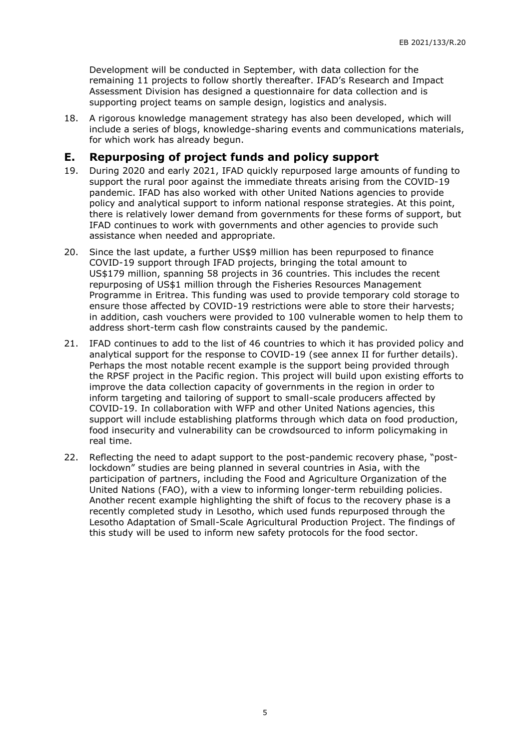Development will be conducted in September, with data collection for the remaining 11 projects to follow shortly thereafter. IFAD's Research and Impact Assessment Division has designed a questionnaire for data collection and is supporting project teams on sample design, logistics and analysis.

18. A rigorous knowledge management strategy has also been developed, which will include a series of blogs, knowledge-sharing events and communications materials, for which work has already begun.

## E. Repurposing of project funds and policy support

19. During 2020 and early 2021, IFAD quickly repurposed large amounts of funding to support the rural poor against the immediate threats arising from the COVID-19 pandemic. IFAD has also worked with other United Nations agencies to provide policy and analytical support to inform national response strategies. At this point, there is relatively lower demand from governments for these forms of support, but IFAD continues to work with governments and other agencies to provide such assistance when needed and appropriate.

20. Since the last update, a further US$9 million has been repurposed to finance COVID-19 support through IFAD projects, bringing the total amount to US$179 million, spanning 58 projects in 36 countries. This includes the recent repurposing of US$1 million through the Fisheries Resources Management Programme in Eritrea. This funding was used to provide temporary cold storage to ensure those affected by COVID-19 restrictions were able to store their harvests; in addition, cash vouchers were provided to 100 vulnerable women to help them to address short-term cash flow constraints caused by the pandemic.

21. IFAD continues to add to the list of 46 countries to which it has provided policy and analytical support for the response to COVID-19 (see annex II for further details). Perhaps the most notable recent example is the support being provided through the RPSF project in the Pacific region. This project will build upon existing efforts to improve the data collection capacity of governments in the region in order to inform targeting and tailoring of support to small-scale producers affected by COVID-19. In collaboration with WFP and other United Nations agencies, this support will include establishing platforms through which data on food production, food insecurity and vulnerability can be crowdsourced to inform policymaking in real time.

22. Reflecting the need to adapt support to the post-pandemic recovery phase, "post-lockdown" studies are being planned in several countries in Asia, with the participation of partners, including the Food and Agriculture Organization of the United Nations (FAO), with a view to informing longer-term rebuilding policies. Another recent example highlighting the shift of focus to the recovery phase is a recently completed study in Lesotho, which used funds repurposed through the Lesotho Adaptation of Small-Scale Agricultural Production Project. The findings of this study will be used to inform new safety protocols for the food sector.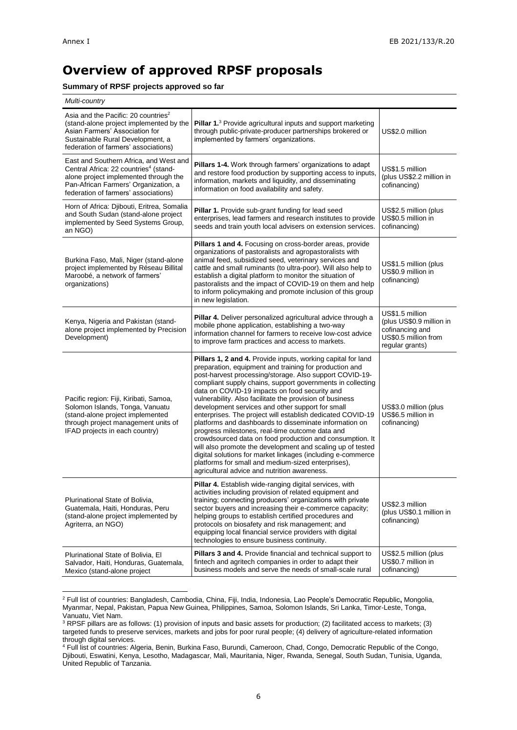# Overview of approved RPSF proposals

**Summary of RPSF projects approved so far**

| *Multi-country* | | |
|---|---|---|
| Asia and the Pacific: 20 countries[2] (stand-alone project implemented by the Asian Farmers' Association for Sustainable Rural Development, a federation of farmers' associations) | **Pillar 1.**[3] Provide agricultural inputs and support marketing through public-private-producer partnerships brokered or implemented by farmers' organizations. | US$2.0 million |
| East and Southern Africa, and West and Central Africa: 22 countries[4] (stand-alone project implemented through the Pan-African Farmers' Organization, a federation of farmers' associations) | **Pillars 1-4.** Work through farmers' organizations to adapt and restore food production by supporting access to inputs, information, markets and liquidity, and disseminating information on food availability and safety. | US$1.5 million (plus US$2.2 million in cofinancing) |
| Horn of Africa: Djibouti, Eritrea, Somalia and South Sudan (stand-alone project implemented by Seed Systems Group, an NGO) | **Pillar 1.** Provide sub-grant funding for lead seed enterprises, lead farmers and research institutes to provide seeds and train youth local advisers on extension services. | US$2.5 million (plus US$0.5 million in cofinancing) |
| Burkina Faso, Mali, Niger (stand-alone project implemented by Réseau Billital Maroobé, a network of farmers' organizations) | **Pillars 1 and 4.** Focusing on cross-border areas, provide organizations of pastoralists and agropastoralists with animal feed, subsidized seed, veterinary services and cattle and small ruminants (to ultra-poor). Will also help to establish a digital platform to monitor the situation of pastoralists and the impact of COVID-19 on them and help to inform policymaking and promote inclusion of this group in new legislation. | US$1.5 million (plus US$0.9 million in cofinancing) |
| Kenya, Nigeria and Pakistan (stand-alone project implemented by Precision Development) | **Pillar 4.** Deliver personalized agricultural advice through a mobile phone application, establishing a two-way information channel for farmers to receive low-cost advice to improve farm practices and access to markets. | US$1.5 million (plus US$0.9 million in cofinancing and US$0.5 million from regular grants) |
| Pacific region: Fiji, Kiribati, Samoa, Solomon Islands, Tonga, Vanuatu (stand-alone project implemented through project management units of IFAD projects in each country) | **Pillars 1, 2 and 4.** Provide inputs, working capital for land preparation, equipment and training for production and post-harvest processing/storage. Also support COVID-19-compliant supply chains, support governments in collecting data on COVID-19 impacts on food security and vulnerability. Also facilitate the provision of business development services and other support for small enterprises. The project will establish dedicated COVID-19 platforms and dashboards to disseminate information on progress milestones, real-time outcome data and crowdsourced data on food production and consumption. It will also promote the development and scaling up of tested digital solutions for market linkages (including e-commerce platforms for small and medium-sized enterprises), agricultural advice and nutrition awareness. | US$3.0 million (plus US$6.5 million in cofinancing) |
| Plurinational State of Bolivia, Guatemala, Haiti, Honduras, Peru (stand-alone project implemented by Agriterra, an NGO) | **Pillar 4.** Establish wide-ranging digital services, with activities including provision of related equipment and training; connecting producers' organizations with private sector buyers and increasing their e-commerce capacity; helping groups to establish certified procedures and protocols on biosafety and risk management; and equipping local financial service providers with digital technologies to ensure business continuity. | US$2.3 million (plus US$0.1 million in cofinancing) |
| Plurinational State of Bolivia, El Salvador, Haiti, Honduras, Guatemala, Mexico (stand-alone project | **Pillars 3 and 4.** Provide financial and technical support to fintech and agritech companies in order to adapt their business models and serve the needs of small-scale rural | US$2.5 million (plus US$0.7 million in cofinancing) |

[2] Full list of countries: Bangladesh, Cambodia, China, Fiji, India, Indonesia, Lao People's Democratic Republic, Mongolia, Myanmar, Nepal, Pakistan, Papua New Guinea, Philippines, Samoa, Solomon Islands, Sri Lanka, Timor-Leste, Tonga, Vanuatu, Viet Nam.

[3] RPSF pillars are as follows: (1) provision of inputs and basic assets for production; (2) facilitated access to markets; (3) targeted funds to preserve services, markets and jobs for poor rural people; (4) delivery of agriculture-related information through digital services.

[4] Full list of countries: Algeria, Benin, Burkina Faso, Burundi, Cameroon, Chad, Congo, Democratic Republic of the Congo, Djibouti, Eswatini, Kenya, Lesotho, Madagascar, Mali, Mauritania, Niger, Rwanda, Senegal, South Sudan, Tunisia, Uganda, United Republic of Tanzania.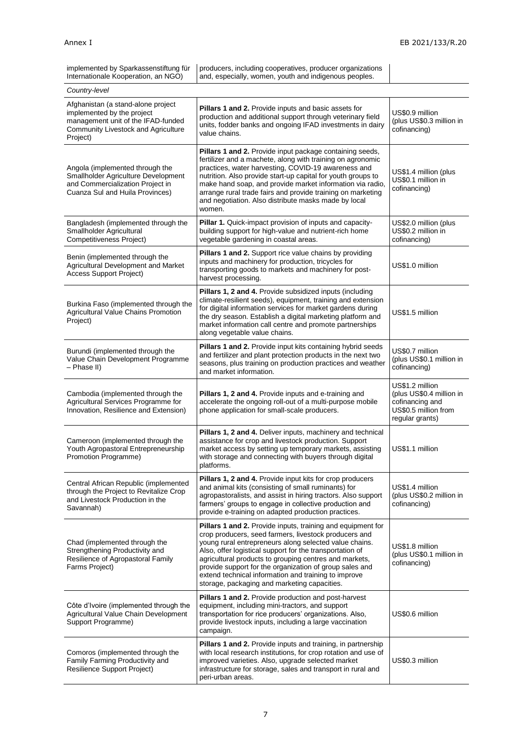| | | |
|---|---|---|
| implemented by Sparkassenstiftung für Internationale Kooperation, an NGO) | producers, including cooperatives, producer organizations and, especially, women, youth and indigenous peoples. | |
| *Country-level* | | |
| Afghanistan (a stand-alone project implemented by the project management unit of the IFAD-funded Community Livestock and Agriculture Project) | **Pillars 1 and 2.** Provide inputs and basic assets for production and additional support through veterinary field units, fodder banks and ongoing IFAD investments in dairy value chains. | US$0.9 million (plus US$0.3 million in cofinancing) |
| Angola (implemented through the Smallholder Agriculture Development and Commercialization Project in Cuanza Sul and Huila Provinces) | **Pillars 1 and 2.** Provide input package containing seeds, fertilizer and a machete, along with training on agronomic practices, water harvesting, COVID-19 awareness and nutrition. Also provide start-up capital for youth groups to make hand soap, and provide market information via radio, arrange rural trade fairs and provide training on marketing and negotiation. Also distribute masks made by local women. | US$1.4 million (plus US$0.1 million in cofinancing) |
| Bangladesh (implemented through the Smallholder Agricultural Competitiveness Project) | **Pillar 1.** Quick-impact provision of inputs and capacity-building support for high-value and nutrient-rich home vegetable gardening in coastal areas. | US$2.0 million (plus US$0.2 million in cofinancing) |
| Benin (implemented through the Agricultural Development and Market Access Support Project) | **Pillars 1 and 2.** Support rice value chains by providing inputs and machinery for production, tricycles for transporting goods to markets and machinery for post-harvest processing. | US$1.0 million |
| Burkina Faso (implemented through the Agricultural Value Chains Promotion Project) | **Pillars 1, 2 and 4.** Provide subsidized inputs (including climate-resilient seeds), equipment, training and extension for digital information services for market gardens during the dry season. Establish a digital marketing platform and market information call centre and promote partnerships along vegetable value chains. | US$1.5 million |
| Burundi (implemented through the Value Chain Development Programme – Phase II) | **Pillars 1 and 2.** Provide input kits containing hybrid seeds and fertilizer and plant protection products in the next two seasons, plus training on production practices and weather and market information. | US$0.7 million (plus US$0.1 million in cofinancing) |
| Cambodia (implemented through the Agricultural Services Programme for Innovation, Resilience and Extension) | **Pillars 1, 2 and 4.** Provide inputs and e-training and accelerate the ongoing roll-out of a multi-purpose mobile phone application for small-scale producers. | US$1.2 million (plus US$0.4 million in cofinancing and US$0.5 million from regular grants) |
| Cameroon (implemented through the Youth Agropastoral Entrepreneurship Promotion Programme) | **Pillars 1, 2 and 4.** Deliver inputs, machinery and technical assistance for crop and livestock production. Support market access by setting up temporary markets, assisting with storage and connecting with buyers through digital platforms. | US$1.1 million |
| Central African Republic (implemented through the Project to Revitalize Crop and Livestock Production in the Savannah) | **Pillars 1, 2 and 4.** Provide input kits for crop producers and animal kits (consisting of small ruminants) for agropastoralists, and assist in hiring tractors. Also support farmers' groups to engage in collective production and provide e-training on adapted production practices. | US$1.4 million (plus US$0.2 million in cofinancing) |
| Chad (implemented through the Strengthening Productivity and Resilience of Agropastoral Family Farms Project) | **Pillars 1 and 2.** Provide inputs, training and equipment for crop producers, seed farmers, livestock producers and young rural entrepreneurs along selected value chains. Also, offer logistical support for the transportation of agricultural products to grouping centres and markets, provide support for the organization of group sales and extend technical information and training to improve storage, packaging and marketing capacities. | US$1.8 million (plus US$0.1 million in cofinancing) |
| Côte d'Ivoire (implemented through the Agricultural Value Chain Development Support Programme) | **Pillars 1 and 2.** Provide production and post-harvest equipment, including mini-tractors, and support transportation for rice producers' organizations. Also, provide livestock inputs, including a large vaccination campaign. | US$0.6 million |
| Comoros (implemented through the Family Farming Productivity and Resilience Support Project) | **Pillars 1 and 2.** Provide inputs and training, in partnership with local research institutions, for crop rotation and use of improved varieties. Also, upgrade selected market infrastructure for storage, sales and transport in rural and peri-urban areas. | US$0.3 million |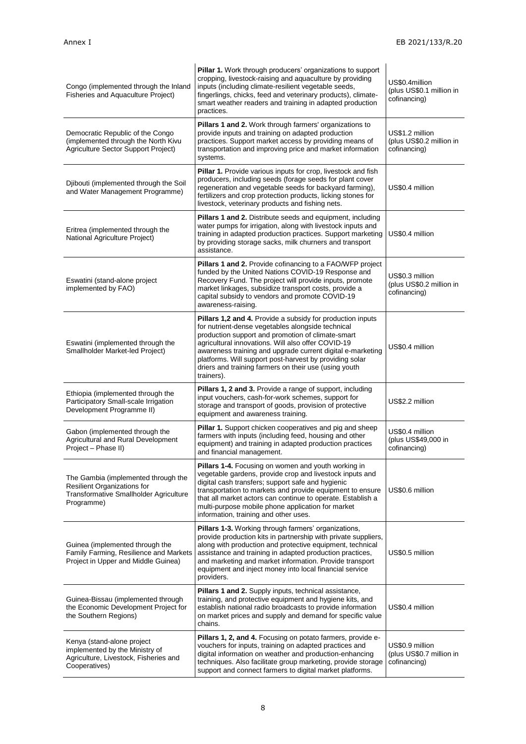| | | |
|---|---|---|
| Congo (implemented through the Inland Fisheries and Aquaculture Project) | **Pillar 1.** Work through producers' organizations to support cropping, livestock-raising and aquaculture by providing inputs (including climate-resilient vegetable seeds, fingerlings, chicks, feed and veterinary products), climate-smart weather readers and training in adapted production practices. | US$0.4million (plus US$0.1 million in cofinancing) |
| Democratic Republic of the Congo (implemented through the North Kivu Agriculture Sector Support Project) | **Pillars 1 and 2.** Work through farmers' organizations to provide inputs and training on adapted production practices. Support market access by providing means of transportation and improving price and market information systems. | US$1.2 million (plus US$0.2 million in cofinancing) |
| Djibouti (implemented through the Soil and Water Management Programme) | **Pillar 1.** Provide various inputs for crop, livestock and fish producers, including seeds (forage seeds for plant cover regeneration and vegetable seeds for backyard farming), fertilizers and crop protection products, licking stones for livestock, veterinary products and fishing nets. | US$0.4 million |
| Eritrea (implemented through the National Agriculture Project) | **Pillars 1 and 2.** Distribute seeds and equipment, including water pumps for irrigation, along with livestock inputs and training in adapted production practices. Support marketing by providing storage sacks, milk churners and transport assistance. | US$0.4 million |
| Eswatini (stand-alone project implemented by FAO) | **Pillars 1 and 2.** Provide cofinancing to a FAO/WFP project funded by the United Nations COVID-19 Response and Recovery Fund. The project will provide inputs, promote market linkages, subsidize transport costs, provide a capital subsidy to vendors and promote COVID-19 awareness-raising. | US$0.3 million (plus US$0.2 million in cofinancing) |
| Eswatini (implemented through the Smallholder Market-led Project) | **Pillars 1,2 and 4.** Provide a subsidy for production inputs for nutrient-dense vegetables alongside technical production support and promotion of climate-smart agricultural innovations. Will also offer COVID-19 awareness training and upgrade current digital e-marketing platforms. Will support post-harvest by providing solar driers and training farmers on their use (using youth trainers). | US$0.4 million |
| Ethiopia (implemented through the Participatory Small-scale Irrigation Development Programme II) | **Pillars 1, 2 and 3.** Provide a range of support, including input vouchers, cash-for-work schemes, support for storage and transport of goods, provision of protective equipment and awareness training. | US$2.2 million |
| Gabon (implemented through the Agricultural and Rural Development Project – Phase II) | **Pillar 1.** Support chicken cooperatives and pig and sheep farmers with inputs (including feed, housing and other equipment) and training in adapted production practices and financial management. | US$0.4 million (plus US$49,000 in cofinancing) |
| The Gambia (implemented through the Resilient Organizations for Transformative Smallholder Agriculture Programme) | **Pillars 1-4.** Focusing on women and youth working in vegetable gardens, provide crop and livestock inputs and digital cash transfers; support safe and hygienic transportation to markets and provide equipment to ensure that all market actors can continue to operate. Establish a multi-purpose mobile phone application for market information, training and other uses. | US$0.6 million |
| Guinea (implemented through the Family Farming, Resilience and Markets Project in Upper and Middle Guinea) | **Pillars 1-3.** Working through farmers' organizations, provide production kits in partnership with private suppliers, along with production and protective equipment, technical assistance and training in adapted production practices, and marketing and market information. Provide transport equipment and inject money into local financial service providers. | US$0.5 million |
| Guinea-Bissau (implemented through the Economic Development Project for the Southern Regions) | **Pillars 1 and 2.** Supply inputs, technical assistance, training, and protective equipment and hygiene kits, and establish national radio broadcasts to provide information on market prices and supply and demand for specific value chains. | US$0.4 million |
| Kenya (stand-alone project implemented by the Ministry of Agriculture, Livestock, Fisheries and Cooperatives) | **Pillars 1, 2, and 4.** Focusing on potato farmers, provide e-vouchers for inputs, training on adapted practices and digital information on weather and production-enhancing techniques. Also facilitate group marketing, provide storage support and connect farmers to digital market platforms. | US$0.9 million (plus US$0.7 million in cofinancing) |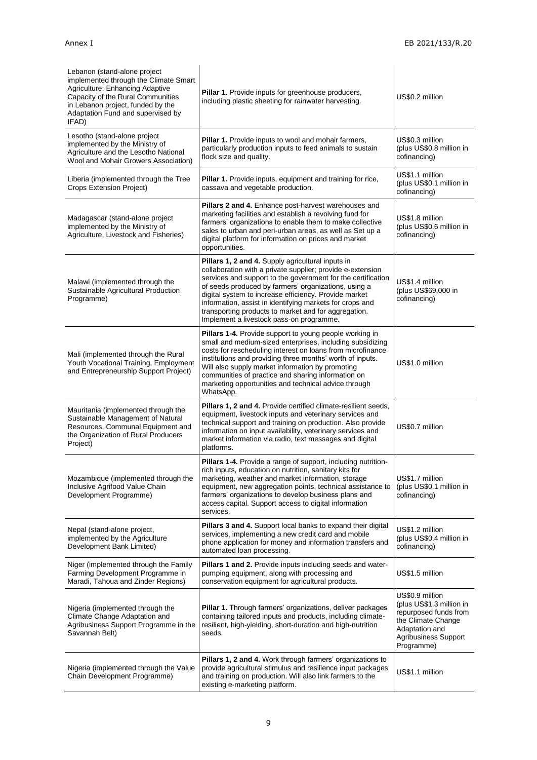| | | |
|---|---|---|
| Lebanon (stand-alone project implemented through the Climate Smart Agriculture: Enhancing Adaptive Capacity of the Rural Communities in Lebanon project, funded by the Adaptation Fund and supervised by IFAD) | **Pillar 1.** Provide inputs for greenhouse producers, including plastic sheeting for rainwater harvesting. | US$0.2 million |
| Lesotho (stand-alone project implemented by the Ministry of Agriculture and the Lesotho National Wool and Mohair Growers Association) | **Pillar 1.** Provide inputs to wool and mohair farmers, particularly production inputs to feed animals to sustain flock size and quality. | US$0.3 million (plus US$0.8 million in cofinancing) |
| Liberia (implemented through the Tree Crops Extension Project) | **Pillar 1.** Provide inputs, equipment and training for rice, cassava and vegetable production. | US$1.1 million (plus US$0.1 million in cofinancing) |
| Madagascar (stand-alone project implemented by the Ministry of Agriculture, Livestock and Fisheries) | **Pillars 2 and 4.** Enhance post-harvest warehouses and marketing facilities and establish a revolving fund for farmers' organizations to enable them to make collective sales to urban and peri-urban areas, as well as Set up a digital platform for information on prices and market opportunities. | US$1.8 million (plus US$0.6 million in cofinancing) |
| Malawi (implemented through the Sustainable Agricultural Production Programme) | **Pillars 1, 2 and 4.** Supply agricultural inputs in collaboration with a private supplier; provide e-extension services and support to the government for the certification of seeds produced by farmers' organizations, using a digital system to increase efficiency. Provide market information, assist in identifying markets for crops and transporting products to market and for aggregation. Implement a livestock pass-on programme. | US$1.4 million (plus US$69,000 in cofinancing) |
| Mali (implemented through the Rural Youth Vocational Training, Employment and Entrepreneurship Support Project) | **Pillars 1-4.** Provide support to young people working in small and medium-sized enterprises, including subsidizing costs for rescheduling interest on loans from microfinance institutions and providing three months' worth of inputs. Will also supply market information by promoting communities of practice and sharing information on marketing opportunities and technical advice through WhatsApp. | US$1.0 million |
| Mauritania (implemented through the Sustainable Management of Natural Resources, Communal Equipment and the Organization of Rural Producers Project) | **Pillars 1, 2 and 4.** Provide certified climate-resilient seeds, equipment, livestock inputs and veterinary services and technical support and training on production. Also provide information on input availability, veterinary services and market information via radio, text messages and digital platforms. | US$0.7 million |
| Mozambique (implemented through the Inclusive Agrifood Value Chain Development Programme) | **Pillars 1-4.** Provide a range of support, including nutrition-rich inputs, education on nutrition, sanitary kits for marketing, weather and market information, storage equipment, new aggregation points, technical assistance to farmers' organizations to develop business plans and access capital. Support access to digital information services. | US$1.7 million (plus US$0.1 million in cofinancing) |
| Nepal (stand-alone project, implemented by the Agriculture Development Bank Limited) | **Pillars 3 and 4.** Support local banks to expand their digital services, implementing a new credit card and mobile phone application for money and information transfers and automated loan processing. | US$1.2 million (plus US$0.4 million in cofinancing) |
| Niger (implemented through the Family Farming Development Programme in Maradi, Tahoua and Zinder Regions) | **Pillars 1 and 2.** Provide inputs including seeds and water-pumping equipment, along with processing and conservation equipment for agricultural products. | US$1.5 million |
| Nigeria (implemented through the Climate Change Adaptation and Agribusiness Support Programme in the Savannah Belt) | **Pillar 1.** Through farmers' organizations, deliver packages containing tailored inputs and products, including climate-resilient, high-yielding, short-duration and high-nutrition seeds. | US$0.9 million (plus US$1.3 million in repurposed funds from the Climate Change Adaptation and Agribusiness Support Programme) |
| Nigeria (implemented through the Value Chain Development Programme) | **Pillars 1, 2 and 4.** Work through farmers' organizations to provide agricultural stimulus and resilience input packages and training on production. Will also link farmers to the existing e-marketing platform. | US$1.1 million |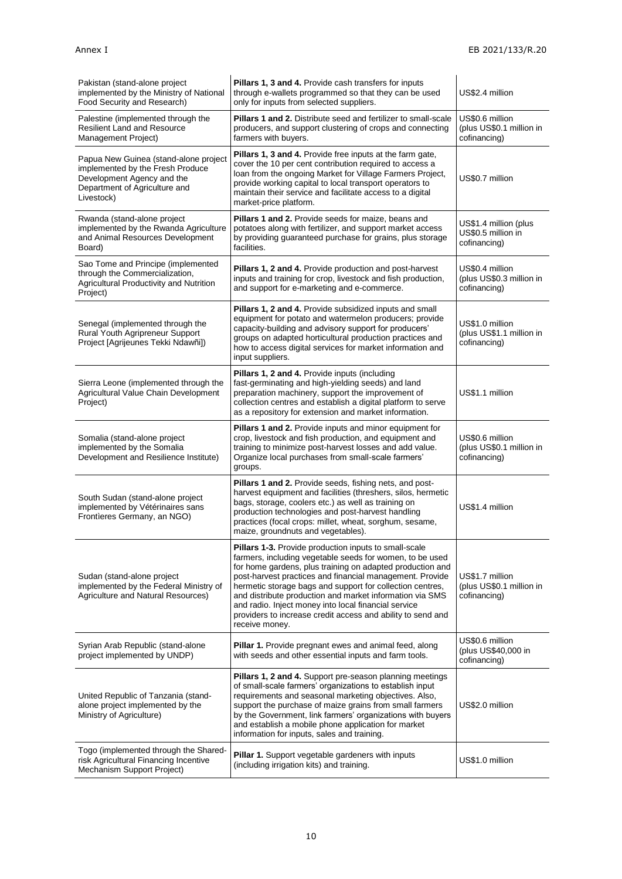| | | |
|---|---|---|
| Pakistan (stand-alone project implemented by the Ministry of National Food Security and Research) | **Pillars 1, 3 and 4.** Provide cash transfers for inputs through e-wallets programmed so that they can be used only for inputs from selected suppliers. | US$2.4 million |
| Palestine (implemented through the Resilient Land and Resource Management Project) | **Pillars 1 and 2.** Distribute seed and fertilizer to small-scale producers, and support clustering of crops and connecting farmers with buyers. | US$0.6 million (plus US$0.1 million in cofinancing) |
| Papua New Guinea (stand-alone project implemented by the Fresh Produce Development Agency and the Department of Agriculture and Livestock) | **Pillars 1, 3 and 4.** Provide free inputs at the farm gate, cover the 10 per cent contribution required to access a loan from the ongoing Market for Village Farmers Project, provide working capital to local transport operators to maintain their service and facilitate access to a digital market-price platform. | US$0.7 million |
| Rwanda (stand-alone project implemented by the Rwanda Agriculture and Animal Resources Development Board) | **Pillars 1 and 2.** Provide seeds for maize, beans and potatoes along with fertilizer, and support market access by providing guaranteed purchase for grains, plus storage facilities. | US$1.4 million (plus US$0.5 million in cofinancing) |
| Sao Tome and Principe (implemented through the Commercialization, Agricultural Productivity and Nutrition Project) | **Pillars 1, 2 and 4.** Provide production and post-harvest inputs and training for crop, livestock and fish production, and support for e-marketing and e-commerce. | US$0.4 million (plus US$0.3 million in cofinancing) |
| Senegal (implemented through the Rural Youth Agripreneur Support Project [Agrijeunes Tekki Ndawñi]) | **Pillars 1, 2 and 4.** Provide subsidized inputs and small equipment for potato and watermelon producers; provide capacity-building and advisory support for producers' groups on adapted horticultural production practices and how to access digital services for market information and input suppliers. | US$1.0 million (plus US$1.1 million in cofinancing) |
| Sierra Leone (implemented through the Agricultural Value Chain Development Project) | **Pillars 1, 2 and 4.** Provide inputs (including fast-germinating and high-yielding seeds) and land preparation machinery, support the improvement of collection centres and establish a digital platform to serve as a repository for extension and market information. | US$1.1 million |
| Somalia (stand-alone project implemented by the Somalia Development and Resilience Institute) | **Pillars 1 and 2.** Provide inputs and minor equipment for crop, livestock and fish production, and equipment and training to minimize post-harvest losses and add value. Organize local purchases from small-scale farmers' groups. | US$0.6 million (plus US$0.1 million in cofinancing) |
| South Sudan (stand-alone project implemented by Vétérinaires sans Frontìeres Germany, an NGO) | **Pillars 1 and 2.** Provide seeds, fishing nets, and post-harvest equipment and facilities (threshers, silos, hermetic bags, storage, coolers etc.) as well as training on production technologies and post-harvest handling practices (focal crops: millet, wheat, sorghum, sesame, maize, groundnuts and vegetables). | US$1.4 million |
| Sudan (stand-alone project implemented by the Federal Ministry of Agriculture and Natural Resources) | **Pillars 1-3.** Provide production inputs to small-scale farmers, including vegetable seeds for women, to be used for home gardens, plus training on adapted production and post-harvest practices and financial management. Provide hermetic storage bags and support for collection centres, and distribute production and market information via SMS and radio. Inject money into local financial service providers to increase credit access and ability to send and receive money. | US$1.7 million (plus US$0.1 million in cofinancing) |
| Syrian Arab Republic (stand-alone project implemented by UNDP) | **Pillar 1.** Provide pregnant ewes and animal feed, along with seeds and other essential inputs and farm tools. | US$0.6 million (plus US$40,000 in cofinancing) |
| United Republic of Tanzania (stand-alone project implemented by the Ministry of Agriculture) | **Pillars 1, 2 and 4.** Support pre-season planning meetings of small-scale farmers' organizations to establish input requirements and seasonal marketing objectives. Also, support the purchase of maize grains from small farmers by the Government, link farmers' organizations with buyers and establish a mobile phone application for market information for inputs, sales and training. | US$2.0 million |
| Togo (implemented through the Shared-risk Agricultural Financing Incentive Mechanism Support Project) | **Pillar 1.** Support vegetable gardeners with inputs (including irrigation kits) and training. | US$1.0 million |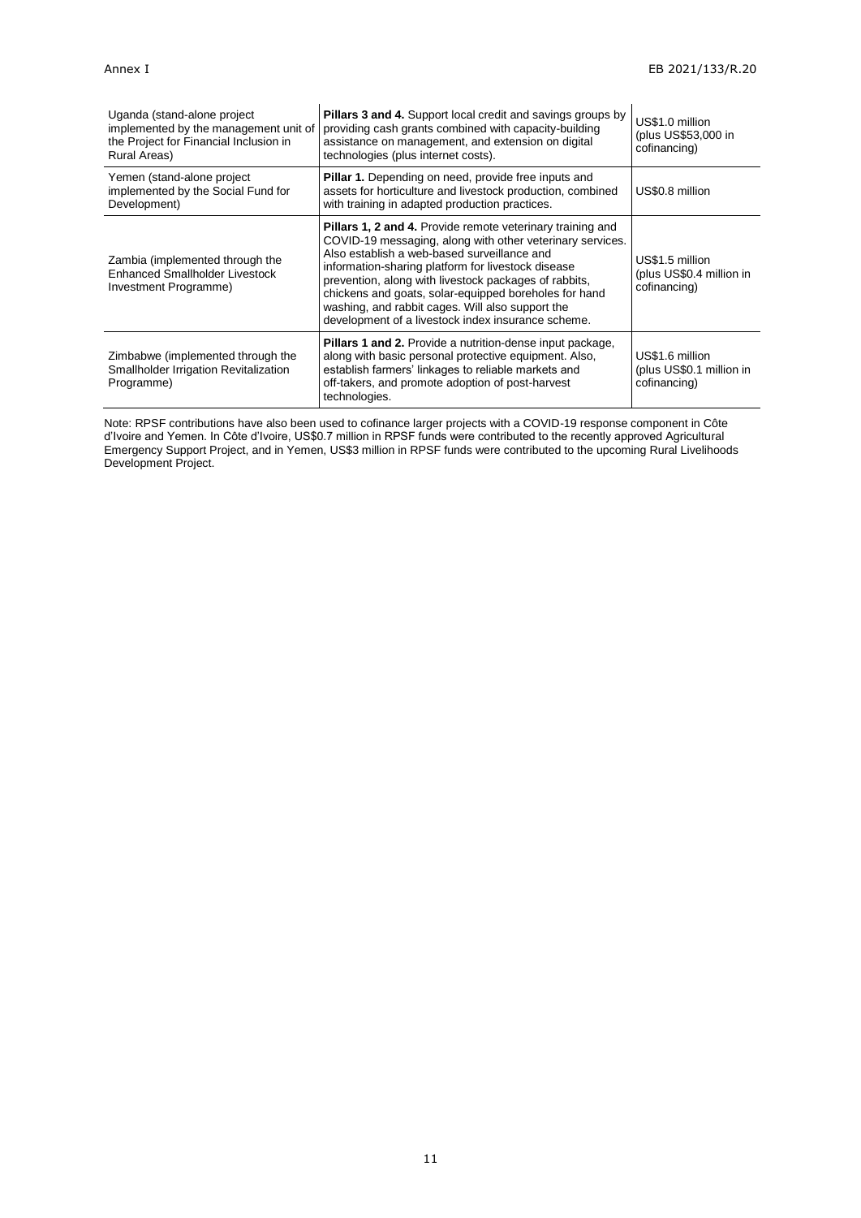| | | |
|---|---|---|
| Uganda (stand-alone project implemented by the management unit of the Project for Financial Inclusion in Rural Areas) | **Pillars 3 and 4.** Support local credit and savings groups by providing cash grants combined with capacity-building assistance on management, and extension on digital technologies (plus internet costs). | US$1.0 million (plus US$53,000 in cofinancing) |
| Yemen (stand-alone project implemented by the Social Fund for Development) | **Pillar 1.** Depending on need, provide free inputs and assets for horticulture and livestock production, combined with training in adapted production practices. | US$0.8 million |
| Zambia (implemented through the Enhanced Smallholder Livestock Investment Programme) | **Pillars 1, 2 and 4.** Provide remote veterinary training and COVID-19 messaging, along with other veterinary services. Also establish a web-based surveillance and information-sharing platform for livestock disease prevention, along with livestock packages of rabbits, chickens and goats, solar-equipped boreholes for hand washing, and rabbit cages. Will also support the development of a livestock index insurance scheme. | US$1.5 million (plus US$0.4 million in cofinancing) |
| Zimbabwe (implemented through the Smallholder Irrigation Revitalization Programme) | **Pillars 1 and 2.** Provide a nutrition-dense input package, along with basic personal protective equipment. Also, establish farmers' linkages to reliable markets and off-takers, and promote adoption of post-harvest technologies. | US$1.6 million (plus US$0.1 million in cofinancing) |

Note: RPSF contributions have also been used to cofinance larger projects with a COVID-19 response component in Côte d'Ivoire and Yemen. In Côte d'Ivoire, US$0.7 million in RPSF funds were contributed to the recently approved Agricultural Emergency Support Project, and in Yemen, US$3 million in RPSF funds were contributed to the upcoming Rural Livelihoods Development Project.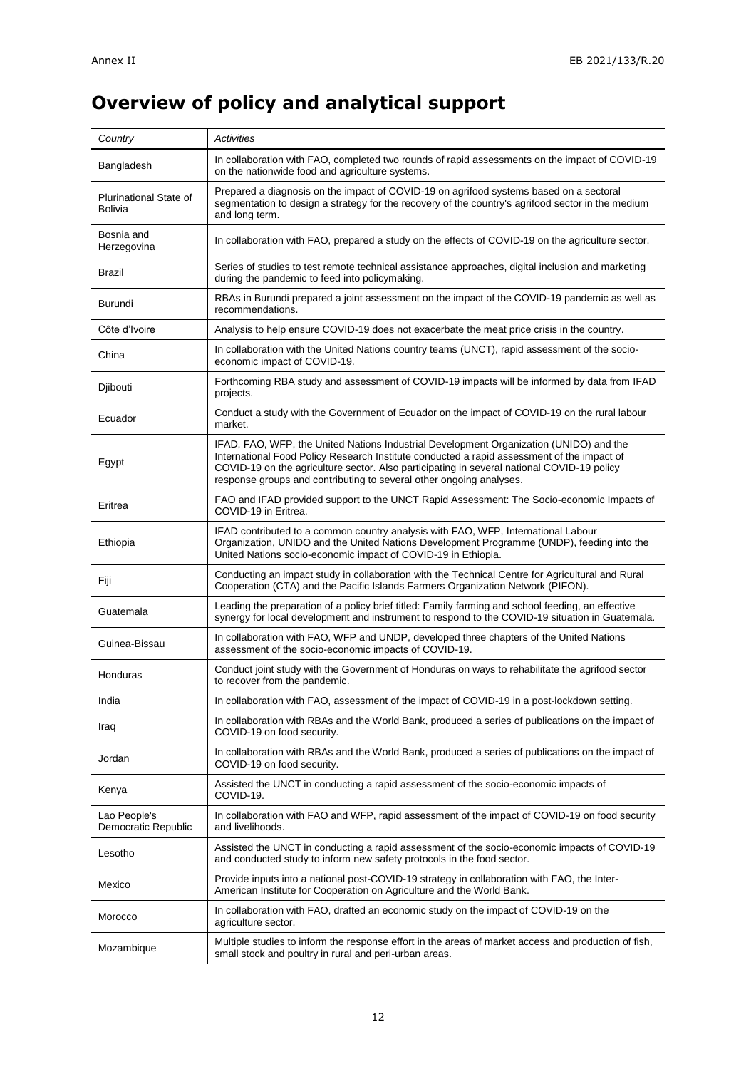# Overview of policy and analytical support

| *Country* | *Activities* |
|---|---|
| Bangladesh | In collaboration with FAO, completed two rounds of rapid assessments on the impact of COVID-19 on the nationwide food and agriculture systems. |
| Plurinational State of Bolivia | Prepared a diagnosis on the impact of COVID-19 on agrifood systems based on a sectoral segmentation to design a strategy for the recovery of the country's agrifood sector in the medium and long term. |
| Bosnia and Herzegovina | In collaboration with FAO, prepared a study on the effects of COVID-19 on the agriculture sector. |
| Brazil | Series of studies to test remote technical assistance approaches, digital inclusion and marketing during the pandemic to feed into policymaking. |
| Burundi | RBAs in Burundi prepared a joint assessment on the impact of the COVID-19 pandemic as well as recommendations. |
| Côte d'Ivoire | Analysis to help ensure COVID-19 does not exacerbate the meat price crisis in the country. |
| China | In collaboration with the United Nations country teams (UNCT), rapid assessment of the socio-economic impact of COVID-19. |
| Djibouti | Forthcoming RBA study and assessment of COVID-19 impacts will be informed by data from IFAD projects. |
| Ecuador | Conduct a study with the Government of Ecuador on the impact of COVID-19 on the rural labour market. |
| Egypt | IFAD, FAO, WFP, the United Nations Industrial Development Organization (UNIDO) and the International Food Policy Research Institute conducted a rapid assessment of the impact of COVID-19 on the agriculture sector. Also participating in several national COVID-19 policy response groups and contributing to several other ongoing analyses. |
| Eritrea | FAO and IFAD provided support to the UNCT Rapid Assessment: The Socio-economic Impacts of COVID-19 in Eritrea. |
| Ethiopia | IFAD contributed to a common country analysis with FAO, WFP, International Labour Organization, UNIDO and the United Nations Development Programme (UNDP), feeding into the United Nations socio-economic impact of COVID-19 in Ethiopia. |
| Fiji | Conducting an impact study in collaboration with the Technical Centre for Agricultural and Rural Cooperation (CTA) and the Pacific Islands Farmers Organization Network (PIFON). |
| Guatemala | Leading the preparation of a policy brief titled: Family farming and school feeding, an effective synergy for local development and instrument to respond to the COVID-19 situation in Guatemala. |
| Guinea-Bissau | In collaboration with FAO, WFP and UNDP, developed three chapters of the United Nations assessment of the socio-economic impacts of COVID-19. |
| Honduras | Conduct joint study with the Government of Honduras on ways to rehabilitate the agrifood sector to recover from the pandemic. |
| India | In collaboration with FAO, assessment of the impact of COVID-19 in a post-lockdown setting. |
| Iraq | In collaboration with RBAs and the World Bank, produced a series of publications on the impact of COVID-19 on food security. |
| Jordan | In collaboration with RBAs and the World Bank, produced a series of publications on the impact of COVID-19 on food security. |
| Kenya | Assisted the UNCT in conducting a rapid assessment of the socio-economic impacts of COVID-19. |
| Lao People's Democratic Republic | In collaboration with FAO and WFP, rapid assessment of the impact of COVID-19 on food security and livelihoods. |
| Lesotho | Assisted the UNCT in conducting a rapid assessment of the socio-economic impacts of COVID-19 and conducted study to inform new safety protocols in the food sector. |
| Mexico | Provide inputs into a national post-COVID-19 strategy in collaboration with FAO, the Inter-American Institute for Cooperation on Agriculture and the World Bank. |
| Morocco | In collaboration with FAO, drafted an economic study on the impact of COVID-19 on the agriculture sector. |
| Mozambique | Multiple studies to inform the response effort in the areas of market access and production of fish, small stock and poultry in rural and peri-urban areas. |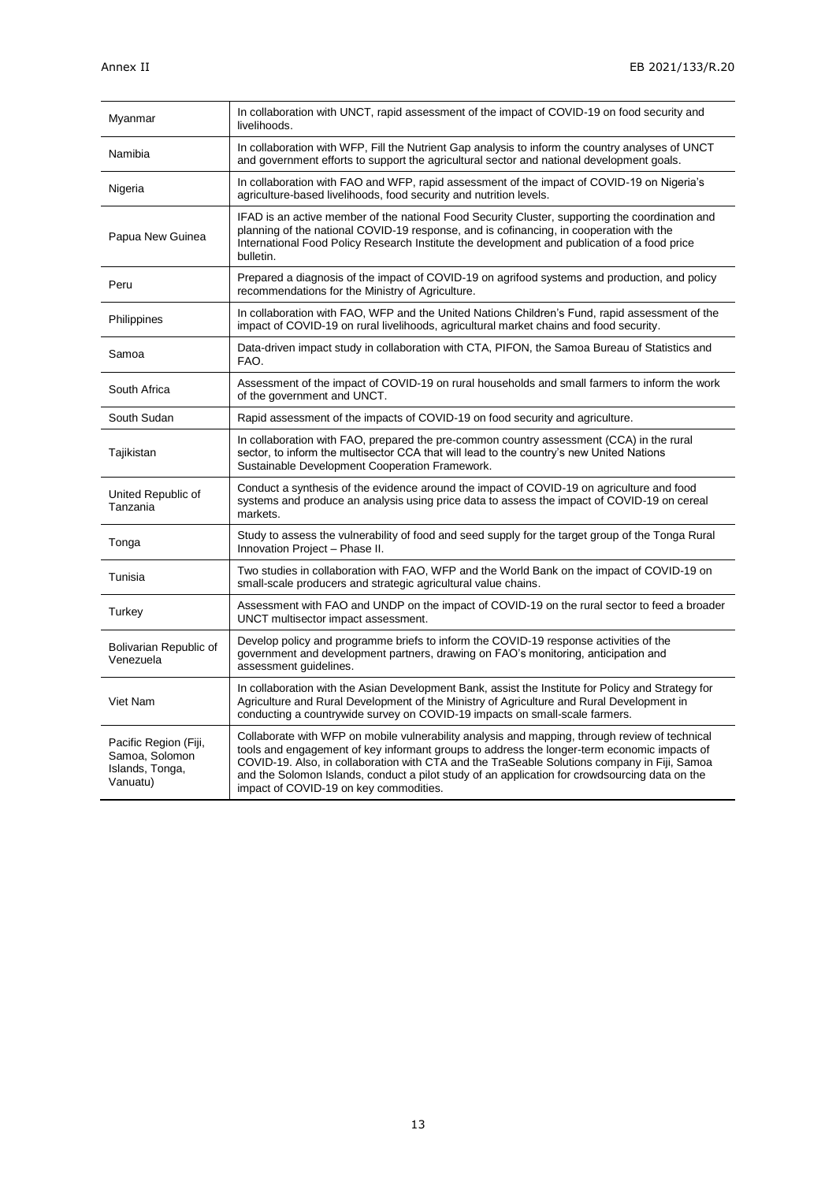| | |
|---|---|
| Myanmar | In collaboration with UNCT, rapid assessment of the impact of COVID-19 on food security and livelihoods. |
| Namibia | In collaboration with WFP, Fill the Nutrient Gap analysis to inform the country analyses of UNCT and government efforts to support the agricultural sector and national development goals. |
| Nigeria | In collaboration with FAO and WFP, rapid assessment of the impact of COVID-19 on Nigeria's agriculture-based livelihoods, food security and nutrition levels. |
| Papua New Guinea | IFAD is an active member of the national Food Security Cluster, supporting the coordination and planning of the national COVID-19 response, and is cofinancing, in cooperation with the International Food Policy Research Institute the development and publication of a food price bulletin. |
| Peru | Prepared a diagnosis of the impact of COVID-19 on agrifood systems and production, and policy recommendations for the Ministry of Agriculture. |
| Philippines | In collaboration with FAO, WFP and the United Nations Children's Fund, rapid assessment of the impact of COVID-19 on rural livelihoods, agricultural market chains and food security. |
| Samoa | Data-driven impact study in collaboration with CTA, PIFON, the Samoa Bureau of Statistics and FAO. |
| South Africa | Assessment of the impact of COVID-19 on rural households and small farmers to inform the work of the government and UNCT. |
| South Sudan | Rapid assessment of the impacts of COVID-19 on food security and agriculture. |
| Tajikistan | In collaboration with FAO, prepared the pre-common country assessment (CCA) in the rural sector, to inform the multisector CCA that will lead to the country's new United Nations Sustainable Development Cooperation Framework. |
| United Republic of Tanzania | Conduct a synthesis of the evidence around the impact of COVID-19 on agriculture and food systems and produce an analysis using price data to assess the impact of COVID-19 on cereal markets. |
| Tonga | Study to assess the vulnerability of food and seed supply for the target group of the Tonga Rural Innovation Project – Phase II. |
| Tunisia | Two studies in collaboration with FAO, WFP and the World Bank on the impact of COVID-19 on small-scale producers and strategic agricultural value chains. |
| Turkey | Assessment with FAO and UNDP on the impact of COVID-19 on the rural sector to feed a broader UNCT multisector impact assessment. |
| Bolivarian Republic of Venezuela | Develop policy and programme briefs to inform the COVID-19 response activities of the government and development partners, drawing on FAO's monitoring, anticipation and assessment guidelines. |
| Viet Nam | In collaboration with the Asian Development Bank, assist the Institute for Policy and Strategy for Agriculture and Rural Development of the Ministry of Agriculture and Rural Development in conducting a countrywide survey on COVID-19 impacts on small-scale farmers. |
| Pacific Region (Fiji, Samoa, Solomon Islands, Tonga, Vanuatu) | Collaborate with WFP on mobile vulnerability analysis and mapping, through review of technical tools and engagement of key informant groups to address the longer-term economic impacts of COVID-19. Also, in collaboration with CTA and the TraSeable Solutions company in Fiji, Samoa and the Solomon Islands, conduct a pilot study of an application for crowdsourcing data on the impact of COVID-19 on key commodities. |